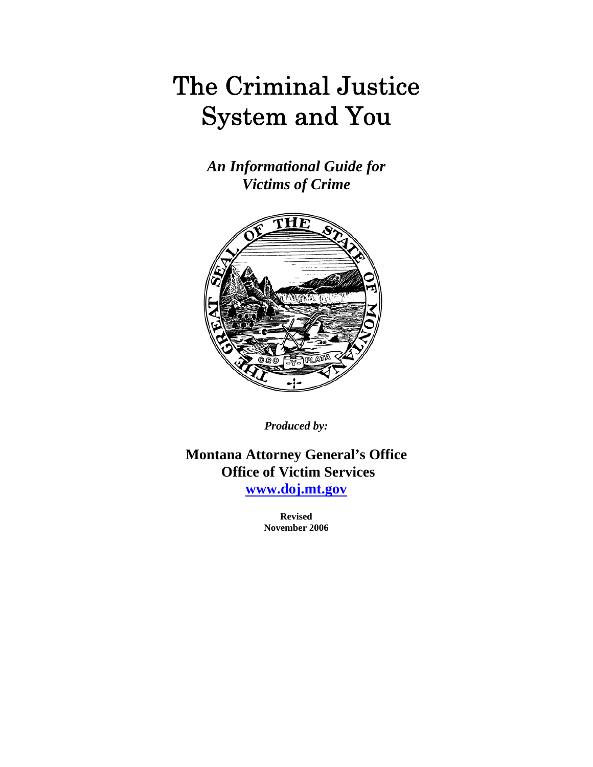# The Criminal Justice System and You

***An Informational Guide for Victims of Crime***

***Produced by:***

**Montana Attorney General's Office**
**Office of Victim Services**
**[www.doj.mt.gov](http://www.doj.mt.gov)**

**Revised**
**November 2006**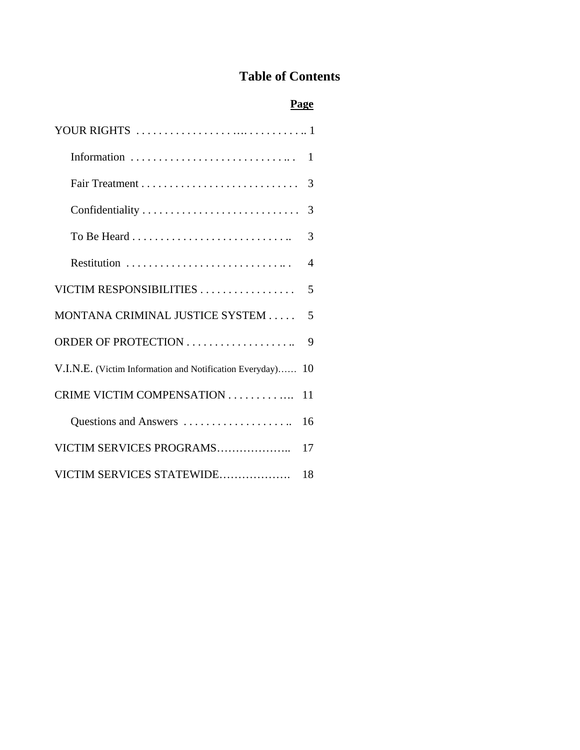# Table of Contents

| | Page |
|---|---|
| YOUR RIGHTS | 1 |
| Information | 1 |
| Fair Treatment | 3 |
| Confidentiality | 3 |
| To Be Heard | 3 |
| Restitution | 4 |
| VICTIM RESPONSIBILITIES | 5 |
| MONTANA CRIMINAL JUSTICE SYSTEM | 5 |
| ORDER OF PROTECTION | 9 |
| V.I.N.E. (Victim Information and Notification Everyday) | 10 |
| CRIME VICTIM COMPENSATION | 11 |
| Questions and Answers | 16 |
| VICTIM SERVICES PROGRAMS | 17 |
| VICTIM SERVICES STATEWIDE | 18 |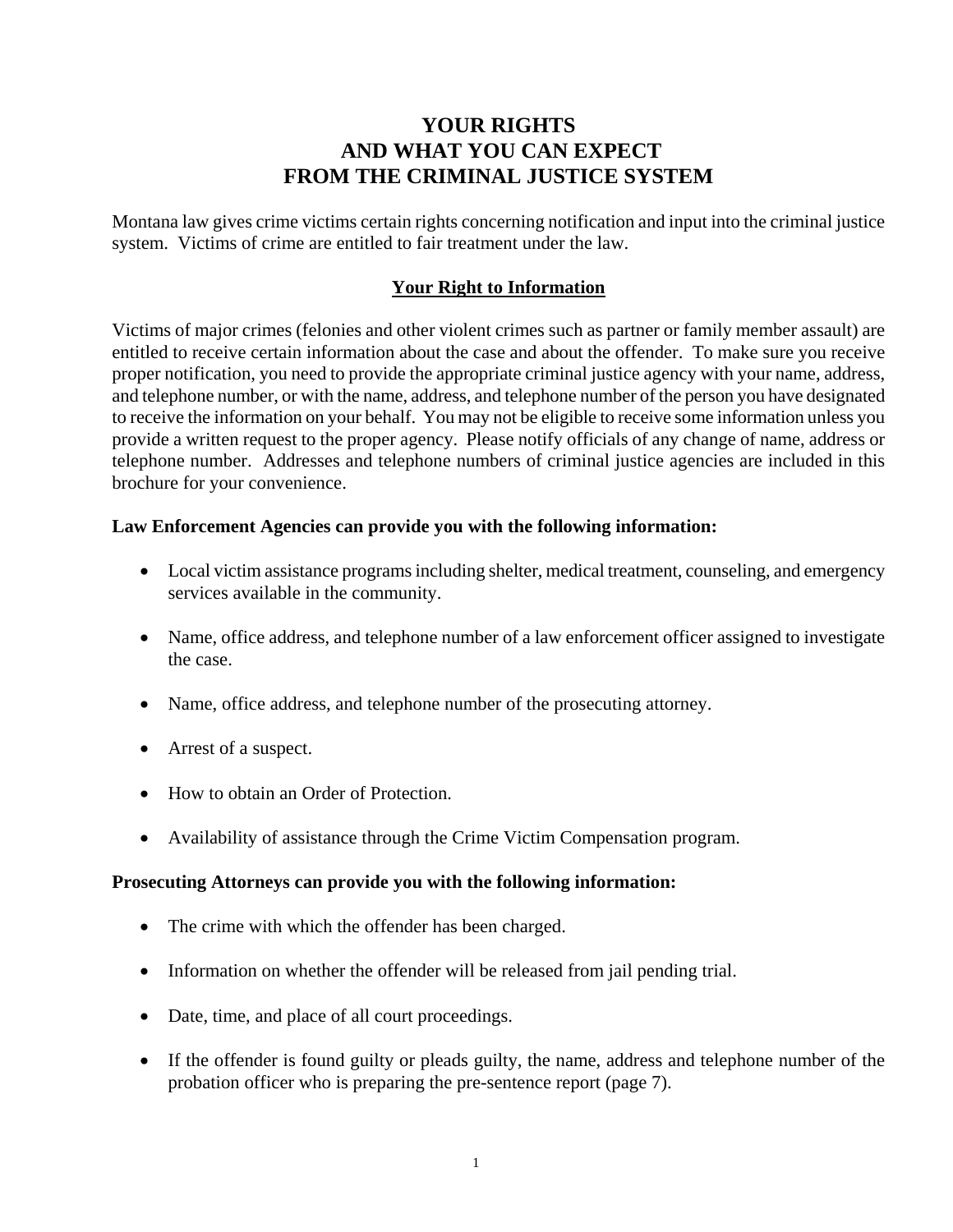# YOUR RIGHTS
# AND WHAT YOU CAN EXPECT
# FROM THE CRIMINAL JUSTICE SYSTEM

Montana law gives crime victims certain rights concerning notification and input into the criminal justice system. Victims of crime are entitled to fair treatment under the law.

## Your Right to Information

Victims of major crimes (felonies and other violent crimes such as partner or family member assault) are entitled to receive certain information about the case and about the offender. To make sure you receive proper notification, you need to provide the appropriate criminal justice agency with your name, address, and telephone number, or with the name, address, and telephone number of the person you have designated to receive the information on your behalf. You may not be eligible to receive some information unless you provide a written request to the proper agency. Please notify officials of any change of name, address or telephone number. Addresses and telephone numbers of criminal justice agencies are included in this brochure for your convenience.

**Law Enforcement Agencies can provide you with the following information:**

- Local victim assistance programs including shelter, medical treatment, counseling, and emergency services available in the community.
- Name, office address, and telephone number of a law enforcement officer assigned to investigate the case.
- Name, office address, and telephone number of the prosecuting attorney.
- Arrest of a suspect.
- How to obtain an Order of Protection.
- Availability of assistance through the Crime Victim Compensation program.

**Prosecuting Attorneys can provide you with the following information:**

- The crime with which the offender has been charged.
- Information on whether the offender will be released from jail pending trial.
- Date, time, and place of all court proceedings.
- If the offender is found guilty or pleads guilty, the name, address and telephone number of the probation officer who is preparing the pre-sentence report (page 7).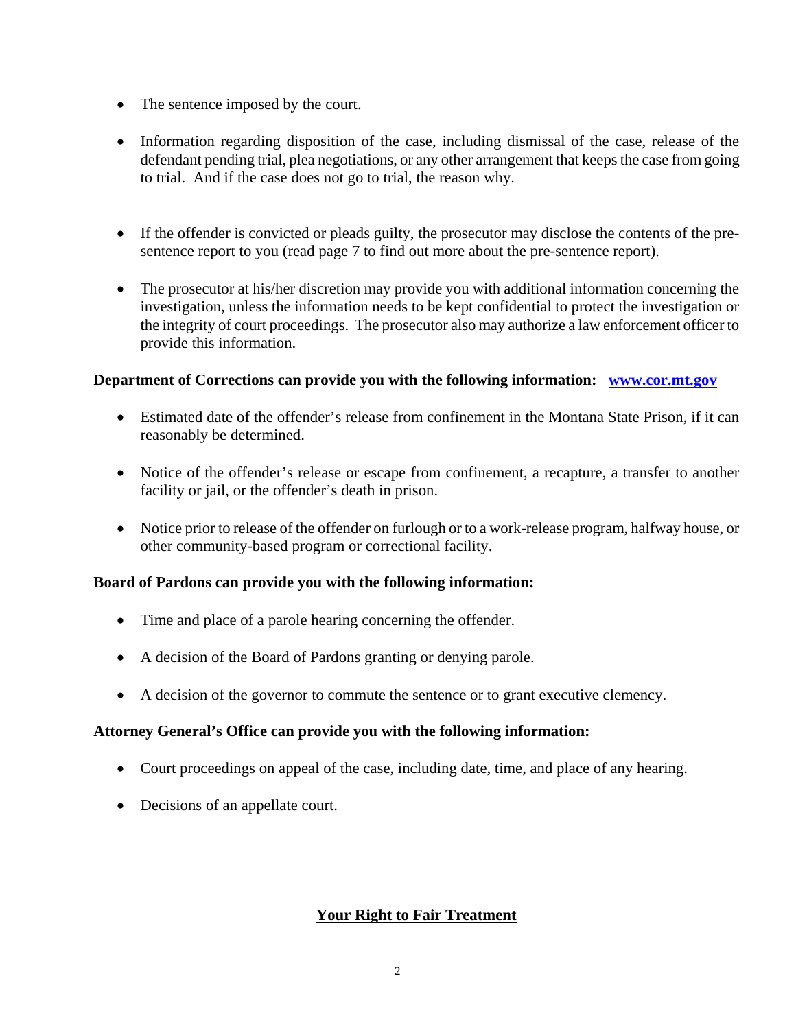- The sentence imposed by the court.
- Information regarding disposition of the case, including dismissal of the case, release of the defendant pending trial, plea negotiations, or any other arrangement that keeps the case from going to trial. And if the case does not go to trial, the reason why.
- If the offender is convicted or pleads guilty, the prosecutor may disclose the contents of the pre-sentence report to you (read page 7 to find out more about the pre-sentence report).
- The prosecutor at his/her discretion may provide you with additional information concerning the investigation, unless the information needs to be kept confidential to protect the investigation or the integrity of court proceedings. The prosecutor also may authorize a law enforcement officer to provide this information.

**Department of Corrections can provide you with the following information: [www.cor.mt.gov](http://www.cor.mt.gov)**

- Estimated date of the offender's release from confinement in the Montana State Prison, if it can reasonably be determined.
- Notice of the offender's release or escape from confinement, a recapture, a transfer to another facility or jail, or the offender's death in prison.
- Notice prior to release of the offender on furlough or to a work-release program, halfway house, or other community-based program or correctional facility.

**Board of Pardons can provide you with the following information:**

- Time and place of a parole hearing concerning the offender.
- A decision of the Board of Pardons granting or denying parole.
- A decision of the governor to commute the sentence or to grant executive clemency.

**Attorney General's Office can provide you with the following information:**

- Court proceedings on appeal of the case, including date, time, and place of any hearing.
- Decisions of an appellate court.

## Your Right to Fair Treatment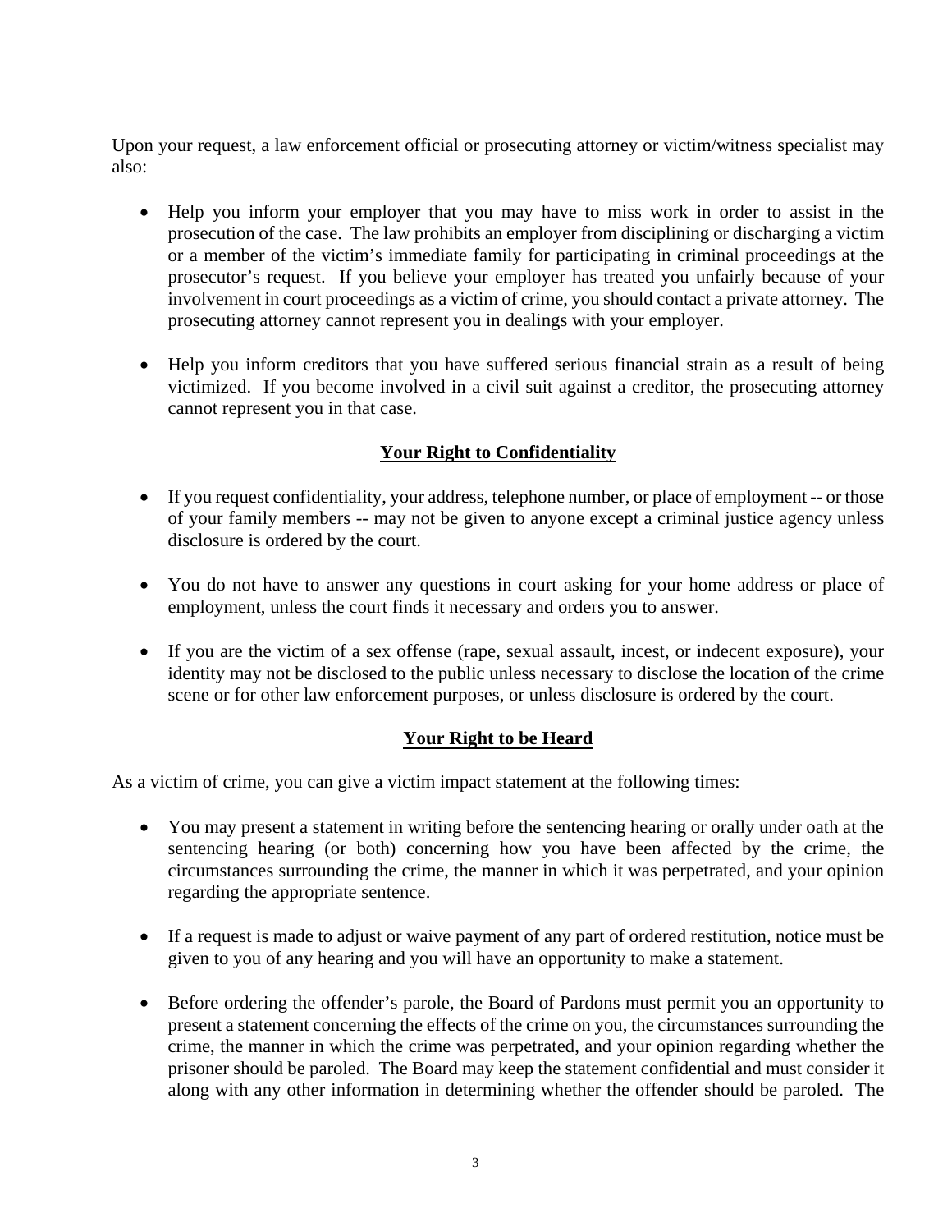Upon your request, a law enforcement official or prosecuting attorney or victim/witness specialist may also:

- Help you inform your employer that you may have to miss work in order to assist in the prosecution of the case. The law prohibits an employer from disciplining or discharging a victim or a member of the victim's immediate family for participating in criminal proceedings at the prosecutor's request. If you believe your employer has treated you unfairly because of your involvement in court proceedings as a victim of crime, you should contact a private attorney. The prosecuting attorney cannot represent you in dealings with your employer.

- Help you inform creditors that you have suffered serious financial strain as a result of being victimized. If you become involved in a civil suit against a creditor, the prosecuting attorney cannot represent you in that case.

## Your Right to Confidentiality

- If you request confidentiality, your address, telephone number, or place of employment -- or those of your family members -- may not be given to anyone except a criminal justice agency unless disclosure is ordered by the court.

- You do not have to answer any questions in court asking for your home address or place of employment, unless the court finds it necessary and orders you to answer.

- If you are the victim of a sex offense (rape, sexual assault, incest, or indecent exposure), your identity may not be disclosed to the public unless necessary to disclose the location of the crime scene or for other law enforcement purposes, or unless disclosure is ordered by the court.

## Your Right to be Heard

As a victim of crime, you can give a victim impact statement at the following times:

- You may present a statement in writing before the sentencing hearing or orally under oath at the sentencing hearing (or both) concerning how you have been affected by the crime, the circumstances surrounding the crime, the manner in which it was perpetrated, and your opinion regarding the appropriate sentence.

- If a request is made to adjust or waive payment of any part of ordered restitution, notice must be given to you of any hearing and you will have an opportunity to make a statement.

- Before ordering the offender's parole, the Board of Pardons must permit you an opportunity to present a statement concerning the effects of the crime on you, the circumstances surrounding the crime, the manner in which the crime was perpetrated, and your opinion regarding whether the prisoner should be paroled. The Board may keep the statement confidential and must consider it along with any other information in determining whether the offender should be paroled. The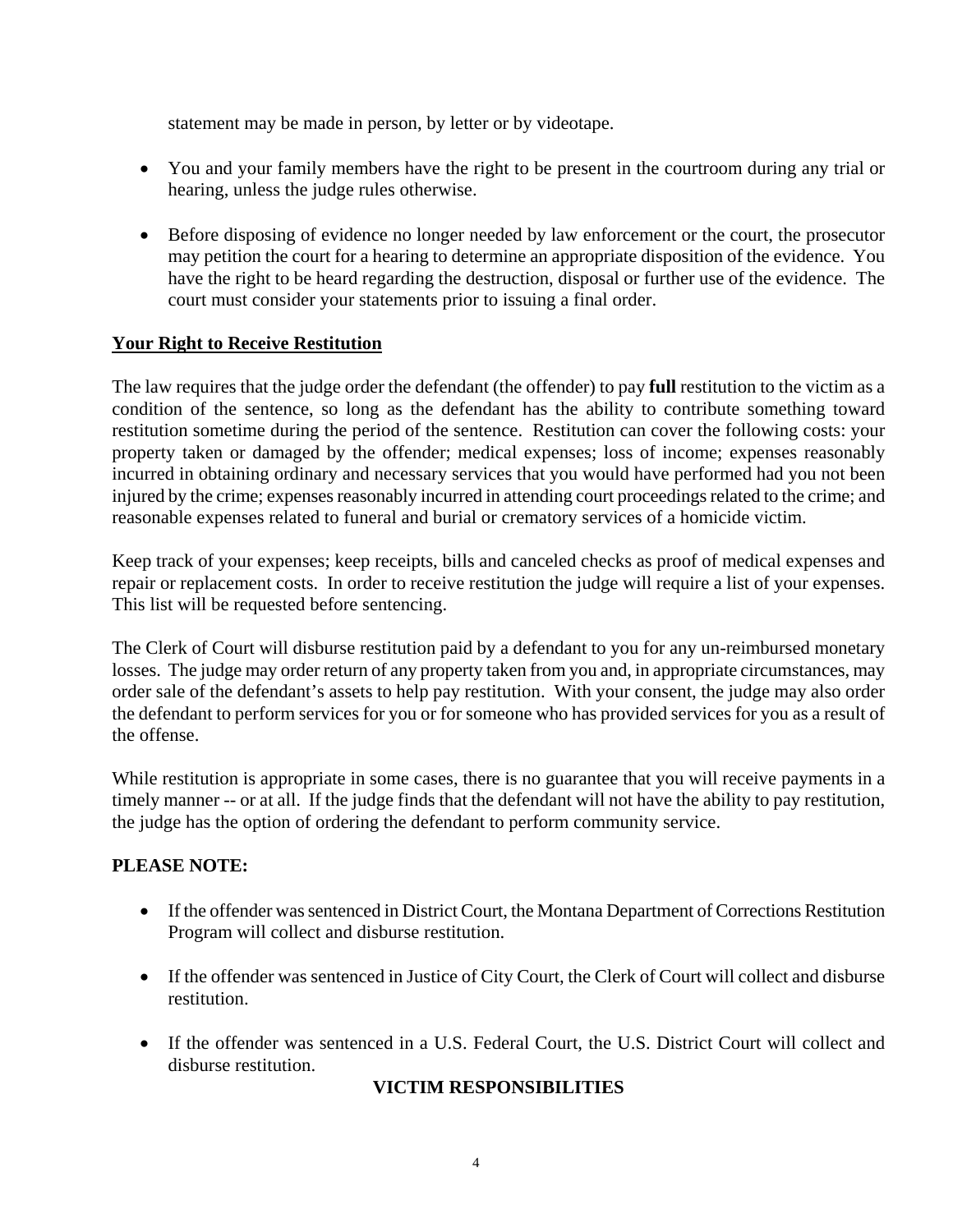statement may be made in person, by letter or by videotape.

- You and your family members have the right to be present in the courtroom during any trial or hearing, unless the judge rules otherwise.
- Before disposing of evidence no longer needed by law enforcement or the court, the prosecutor may petition the court for a hearing to determine an appropriate disposition of the evidence. You have the right to be heard regarding the destruction, disposal or further use of the evidence. The court must consider your statements prior to issuing a final order.

## Your Right to Receive Restitution

The law requires that the judge order the defendant (the offender) to pay **full** restitution to the victim as a condition of the sentence, so long as the defendant has the ability to contribute something toward restitution sometime during the period of the sentence. Restitution can cover the following costs: your property taken or damaged by the offender; medical expenses; loss of income; expenses reasonably incurred in obtaining ordinary and necessary services that you would have performed had you not been injured by the crime; expenses reasonably incurred in attending court proceedings related to the crime; and reasonable expenses related to funeral and burial or crematory services of a homicide victim.

Keep track of your expenses; keep receipts, bills and canceled checks as proof of medical expenses and repair or replacement costs. In order to receive restitution the judge will require a list of your expenses. This list will be requested before sentencing.

The Clerk of Court will disburse restitution paid by a defendant to you for any un-reimbursed monetary losses. The judge may order return of any property taken from you and, in appropriate circumstances, may order sale of the defendant's assets to help pay restitution. With your consent, the judge may also order the defendant to perform services for you or for someone who has provided services for you as a result of the offense.

While restitution is appropriate in some cases, there is no guarantee that you will receive payments in a timely manner -- or at all. If the judge finds that the defendant will not have the ability to pay restitution, the judge has the option of ordering the defendant to perform community service.

**PLEASE NOTE:**

- If the offender was sentenced in District Court, the Montana Department of Corrections Restitution Program will collect and disburse restitution.
- If the offender was sentenced in Justice of City Court, the Clerk of Court will collect and disburse restitution.
- If the offender was sentenced in a U.S. Federal Court, the U.S. District Court will collect and disburse restitution.

## VICTIM RESPONSIBILITIES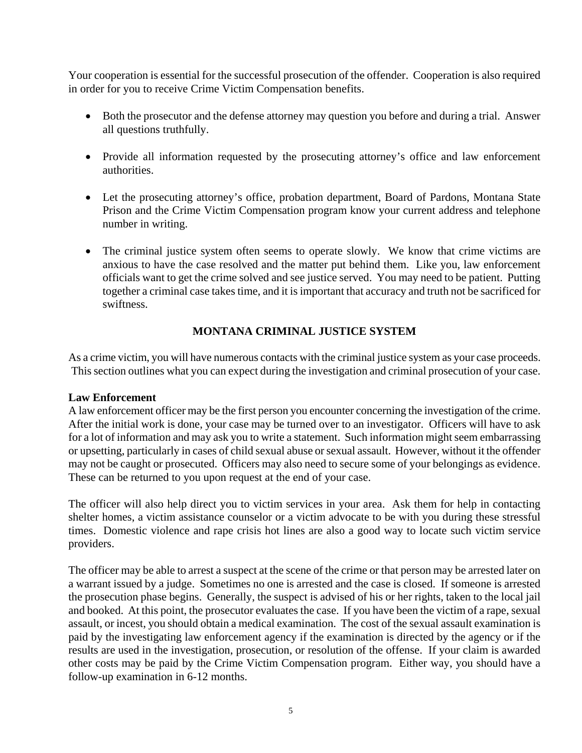Your cooperation is essential for the successful prosecution of the offender. Cooperation is also required in order for you to receive Crime Victim Compensation benefits.

- Both the prosecutor and the defense attorney may question you before and during a trial. Answer all questions truthfully.
- Provide all information requested by the prosecuting attorney's office and law enforcement authorities.
- Let the prosecuting attorney's office, probation department, Board of Pardons, Montana State Prison and the Crime Victim Compensation program know your current address and telephone number in writing.
- The criminal justice system often seems to operate slowly. We know that crime victims are anxious to have the case resolved and the matter put behind them. Like you, law enforcement officials want to get the crime solved and see justice served. You may need to be patient. Putting together a criminal case takes time, and it is important that accuracy and truth not be sacrificed for swiftness.

## MONTANA CRIMINAL JUSTICE SYSTEM

As a crime victim, you will have numerous contacts with the criminal justice system as your case proceeds. This section outlines what you can expect during the investigation and criminal prosecution of your case.

**Law Enforcement**

A law enforcement officer may be the first person you encounter concerning the investigation of the crime. After the initial work is done, your case may be turned over to an investigator. Officers will have to ask for a lot of information and may ask you to write a statement. Such information might seem embarrassing or upsetting, particularly in cases of child sexual abuse or sexual assault. However, without it the offender may not be caught or prosecuted. Officers may also need to secure some of your belongings as evidence. These can be returned to you upon request at the end of your case.

The officer will also help direct you to victim services in your area. Ask them for help in contacting shelter homes, a victim assistance counselor or a victim advocate to be with you during these stressful times. Domestic violence and rape crisis hot lines are also a good way to locate such victim service providers.

The officer may be able to arrest a suspect at the scene of the crime or that person may be arrested later on a warrant issued by a judge. Sometimes no one is arrested and the case is closed. If someone is arrested the prosecution phase begins. Generally, the suspect is advised of his or her rights, taken to the local jail and booked. At this point, the prosecutor evaluates the case. If you have been the victim of a rape, sexual assault, or incest, you should obtain a medical examination. The cost of the sexual assault examination is paid by the investigating law enforcement agency if the examination is directed by the agency or if the results are used in the investigation, prosecution, or resolution of the offense. If your claim is awarded other costs may be paid by the Crime Victim Compensation program. Either way, you should have a follow-up examination in 6-12 months.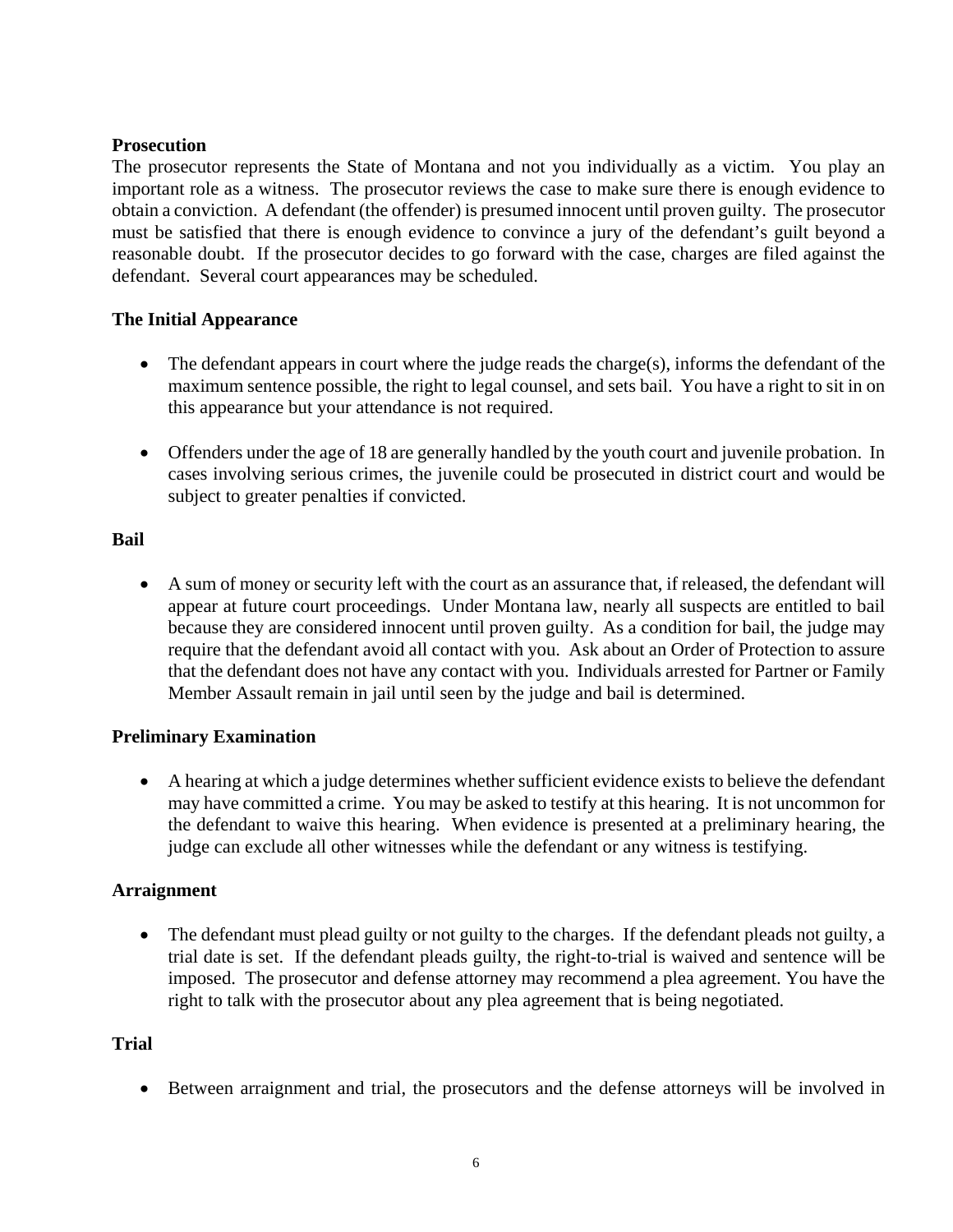**Prosecution**

The prosecutor represents the State of Montana and not you individually as a victim. You play an important role as a witness. The prosecutor reviews the case to make sure there is enough evidence to obtain a conviction. A defendant (the offender) is presumed innocent until proven guilty. The prosecutor must be satisfied that there is enough evidence to convince a jury of the defendant's guilt beyond a reasonable doubt. If the prosecutor decides to go forward with the case, charges are filed against the defendant. Several court appearances may be scheduled.

**The Initial Appearance**

- The defendant appears in court where the judge reads the charge(s), informs the defendant of the maximum sentence possible, the right to legal counsel, and sets bail. You have a right to sit in on this appearance but your attendance is not required.
- Offenders under the age of 18 are generally handled by the youth court and juvenile probation. In cases involving serious crimes, the juvenile could be prosecuted in district court and would be subject to greater penalties if convicted.

**Bail**

- A sum of money or security left with the court as an assurance that, if released, the defendant will appear at future court proceedings. Under Montana law, nearly all suspects are entitled to bail because they are considered innocent until proven guilty. As a condition for bail, the judge may require that the defendant avoid all contact with you. Ask about an Order of Protection to assure that the defendant does not have any contact with you. Individuals arrested for Partner or Family Member Assault remain in jail until seen by the judge and bail is determined.

**Preliminary Examination**

- A hearing at which a judge determines whether sufficient evidence exists to believe the defendant may have committed a crime. You may be asked to testify at this hearing. It is not uncommon for the defendant to waive this hearing. When evidence is presented at a preliminary hearing, the judge can exclude all other witnesses while the defendant or any witness is testifying.

**Arraignment**

- The defendant must plead guilty or not guilty to the charges. If the defendant pleads not guilty, a trial date is set. If the defendant pleads guilty, the right-to-trial is waived and sentence will be imposed. The prosecutor and defense attorney may recommend a plea agreement. You have the right to talk with the prosecutor about any plea agreement that is being negotiated.

**Trial**

- Between arraignment and trial, the prosecutors and the defense attorneys will be involved in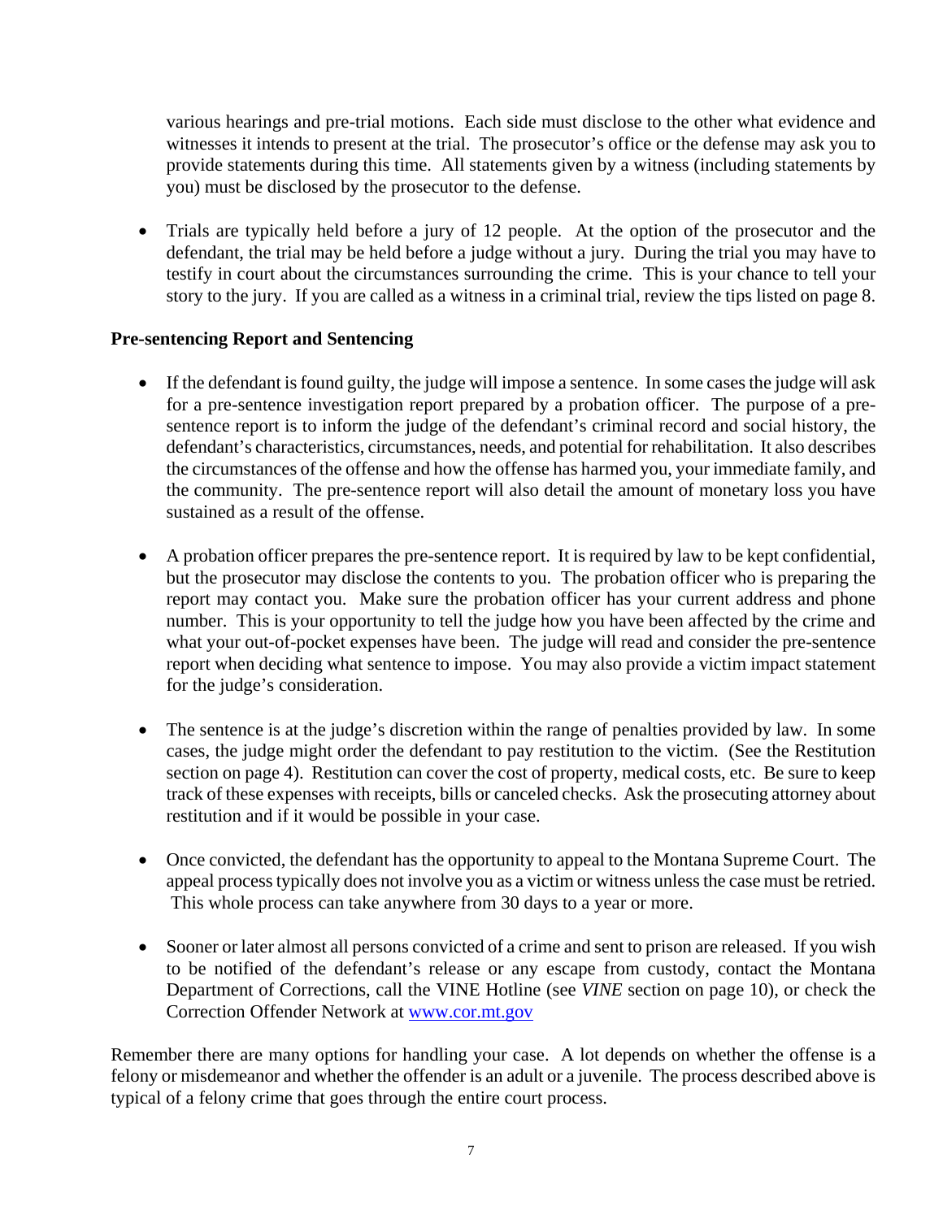various hearings and pre-trial motions. Each side must disclose to the other what evidence and witnesses it intends to present at the trial. The prosecutor's office or the defense may ask you to provide statements during this time. All statements given by a witness (including statements by you) must be disclosed by the prosecutor to the defense.

- Trials are typically held before a jury of 12 people. At the option of the prosecutor and the defendant, the trial may be held before a judge without a jury. During the trial you may have to testify in court about the circumstances surrounding the crime. This is your chance to tell your story to the jury. If you are called as a witness in a criminal trial, review the tips listed on page 8.

**Pre-sentencing Report and Sentencing**

- If the defendant is found guilty, the judge will impose a sentence. In some cases the judge will ask for a pre-sentence investigation report prepared by a probation officer. The purpose of a pre-sentence report is to inform the judge of the defendant's criminal record and social history, the defendant's characteristics, circumstances, needs, and potential for rehabilitation. It also describes the circumstances of the offense and how the offense has harmed you, your immediate family, and the community. The pre-sentence report will also detail the amount of monetary loss you have sustained as a result of the offense.

- A probation officer prepares the pre-sentence report. It is required by law to be kept confidential, but the prosecutor may disclose the contents to you. The probation officer who is preparing the report may contact you. Make sure the probation officer has your current address and phone number. This is your opportunity to tell the judge how you have been affected by the crime and what your out-of-pocket expenses have been. The judge will read and consider the pre-sentence report when deciding what sentence to impose. You may also provide a victim impact statement for the judge's consideration.

- The sentence is at the judge's discretion within the range of penalties provided by law. In some cases, the judge might order the defendant to pay restitution to the victim. (See the Restitution section on page 4). Restitution can cover the cost of property, medical costs, etc. Be sure to keep track of these expenses with receipts, bills or canceled checks. Ask the prosecuting attorney about restitution and if it would be possible in your case.

- Once convicted, the defendant has the opportunity to appeal to the Montana Supreme Court. The appeal process typically does not involve you as a victim or witness unless the case must be retried. This whole process can take anywhere from 30 days to a year or more.

- Sooner or later almost all persons convicted of a crime and sent to prison are released. If you wish to be notified of the defendant's release or any escape from custody, contact the Montana Department of Corrections, call the VINE Hotline (see *VINE* section on page 10), or check the Correction Offender Network at [www.cor.mt.gov](http://www.cor.mt.gov)

Remember there are many options for handling your case. A lot depends on whether the offense is a felony or misdemeanor and whether the offender is an adult or a juvenile. The process described above is typical of a felony crime that goes through the entire court process.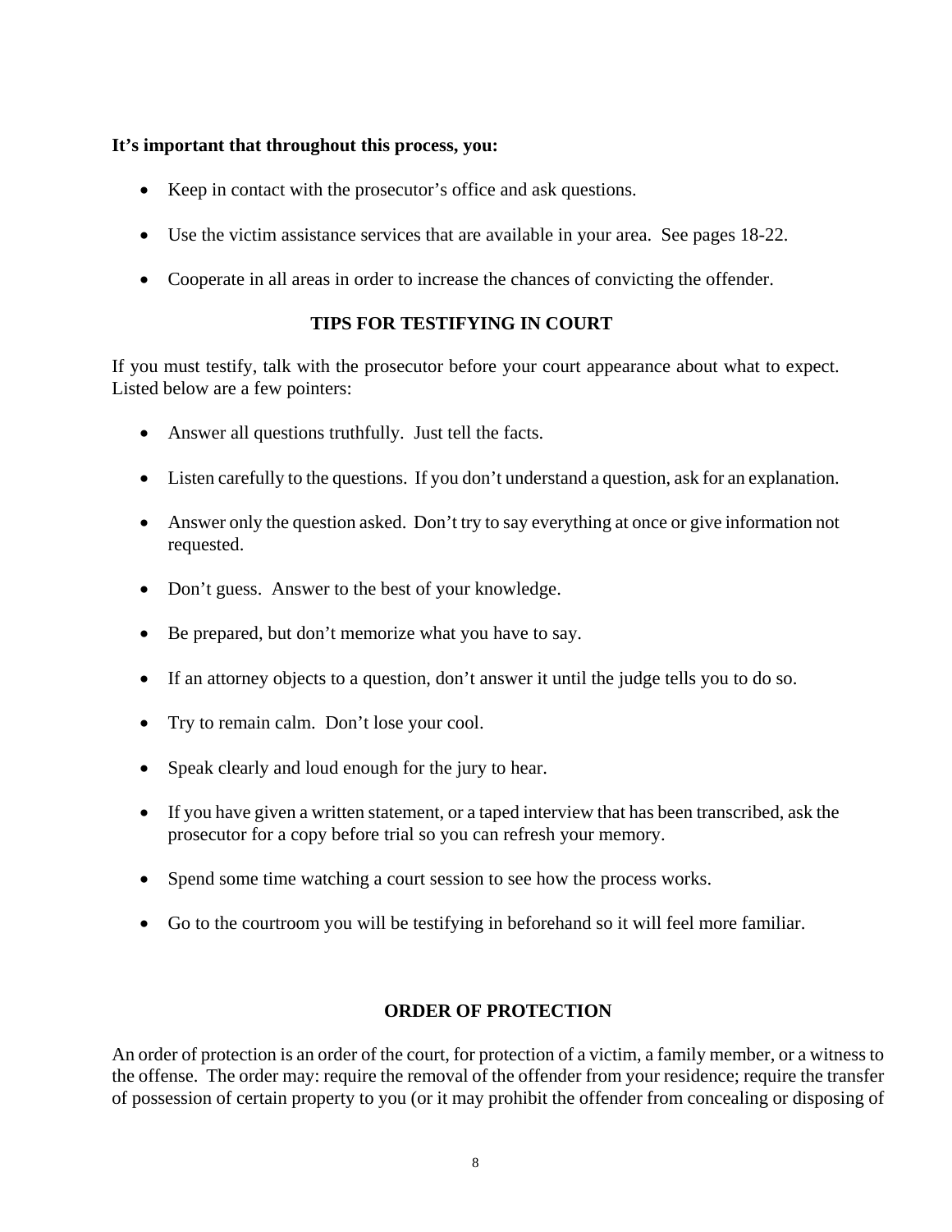**It's important that throughout this process, you:**

- Keep in contact with the prosecutor's office and ask questions.
- Use the victim assistance services that are available in your area. See pages 18-22.
- Cooperate in all areas in order to increase the chances of convicting the offender.

## TIPS FOR TESTIFYING IN COURT

If you must testify, talk with the prosecutor before your court appearance about what to expect. Listed below are a few pointers:

- Answer all questions truthfully. Just tell the facts.
- Listen carefully to the questions. If you don't understand a question, ask for an explanation.
- Answer only the question asked. Don't try to say everything at once or give information not requested.
- Don't guess. Answer to the best of your knowledge.
- Be prepared, but don't memorize what you have to say.
- If an attorney objects to a question, don't answer it until the judge tells you to do so.
- Try to remain calm. Don't lose your cool.
- Speak clearly and loud enough for the jury to hear.
- If you have given a written statement, or a taped interview that has been transcribed, ask the prosecutor for a copy before trial so you can refresh your memory.
- Spend some time watching a court session to see how the process works.
- Go to the courtroom you will be testifying in beforehand so it will feel more familiar.

## ORDER OF PROTECTION

An order of protection is an order of the court, for protection of a victim, a family member, or a witness to the offense. The order may: require the removal of the offender from your residence; require the transfer of possession of certain property to you (or it may prohibit the offender from concealing or disposing of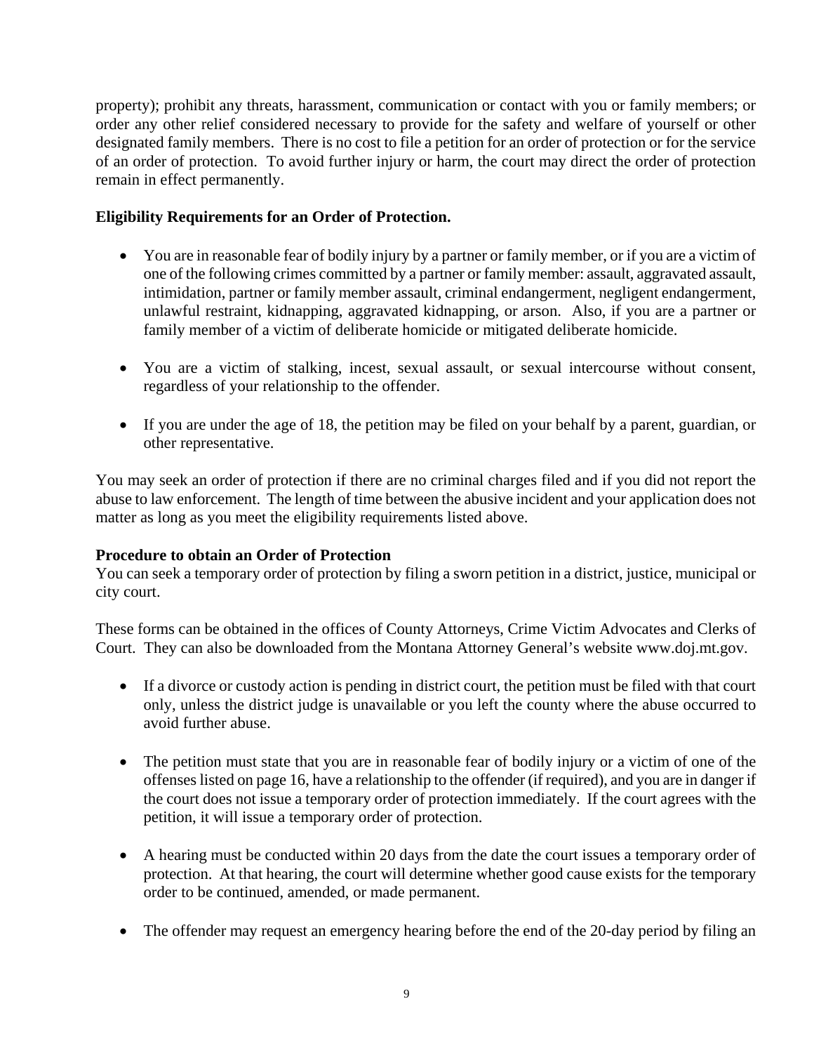property); prohibit any threats, harassment, communication or contact with you or family members; or order any other relief considered necessary to provide for the safety and welfare of yourself or other designated family members. There is no cost to file a petition for an order of protection or for the service of an order of protection. To avoid further injury or harm, the court may direct the order of protection remain in effect permanently.

**Eligibility Requirements for an Order of Protection.**

- You are in reasonable fear of bodily injury by a partner or family member, or if you are a victim of one of the following crimes committed by a partner or family member: assault, aggravated assault, intimidation, partner or family member assault, criminal endangerment, negligent endangerment, unlawful restraint, kidnapping, aggravated kidnapping, or arson. Also, if you are a partner or family member of a victim of deliberate homicide or mitigated deliberate homicide.

- You are a victim of stalking, incest, sexual assault, or sexual intercourse without consent, regardless of your relationship to the offender.

- If you are under the age of 18, the petition may be filed on your behalf by a parent, guardian, or other representative.

You may seek an order of protection if there are no criminal charges filed and if you did not report the abuse to law enforcement. The length of time between the abusive incident and your application does not matter as long as you meet the eligibility requirements listed above.

**Procedure to obtain an Order of Protection**

You can seek a temporary order of protection by filing a sworn petition in a district, justice, municipal or city court.

These forms can be obtained in the offices of County Attorneys, Crime Victim Advocates and Clerks of Court. They can also be downloaded from the Montana Attorney General's website www.doj.mt.gov.

- If a divorce or custody action is pending in district court, the petition must be filed with that court only, unless the district judge is unavailable or you left the county where the abuse occurred to avoid further abuse.

- The petition must state that you are in reasonable fear of bodily injury or a victim of one of the offenses listed on page 16, have a relationship to the offender (if required), and you are in danger if the court does not issue a temporary order of protection immediately. If the court agrees with the petition, it will issue a temporary order of protection.

- A hearing must be conducted within 20 days from the date the court issues a temporary order of protection. At that hearing, the court will determine whether good cause exists for the temporary order to be continued, amended, or made permanent.

- The offender may request an emergency hearing before the end of the 20-day period by filing an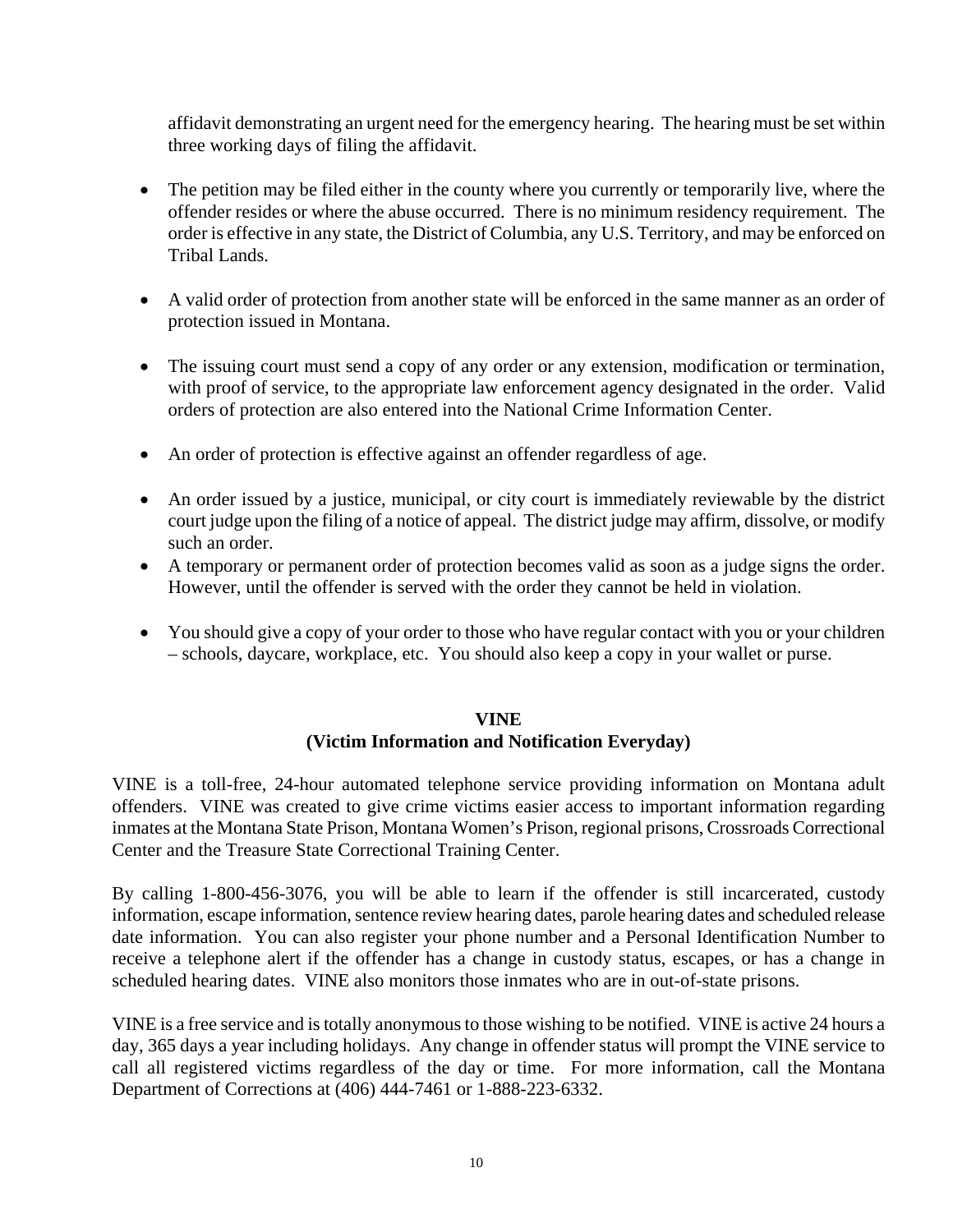affidavit demonstrating an urgent need for the emergency hearing. The hearing must be set within three working days of filing the affidavit.

- The petition may be filed either in the county where you currently or temporarily live, where the offender resides or where the abuse occurred. There is no minimum residency requirement. The order is effective in any state, the District of Columbia, any U.S. Territory, and may be enforced on Tribal Lands.

- A valid order of protection from another state will be enforced in the same manner as an order of protection issued in Montana.

- The issuing court must send a copy of any order or any extension, modification or termination, with proof of service, to the appropriate law enforcement agency designated in the order. Valid orders of protection are also entered into the National Crime Information Center.

- An order of protection is effective against an offender regardless of age.

- An order issued by a justice, municipal, or city court is immediately reviewable by the district court judge upon the filing of a notice of appeal. The district judge may affirm, dissolve, or modify such an order.
- A temporary or permanent order of protection becomes valid as soon as a judge signs the order. However, until the offender is served with the order they cannot be held in violation.

- You should give a copy of your order to those who have regular contact with you or your children – schools, daycare, workplace, etc. You should also keep a copy in your wallet or purse.

## VINE
## (Victim Information and Notification Everyday)

VINE is a toll-free, 24-hour automated telephone service providing information on Montana adult offenders. VINE was created to give crime victims easier access to important information regarding inmates at the Montana State Prison, Montana Women's Prison, regional prisons, Crossroads Correctional Center and the Treasure State Correctional Training Center.

By calling 1-800-456-3076, you will be able to learn if the offender is still incarcerated, custody information, escape information, sentence review hearing dates, parole hearing dates and scheduled release date information. You can also register your phone number and a Personal Identification Number to receive a telephone alert if the offender has a change in custody status, escapes, or has a change in scheduled hearing dates. VINE also monitors those inmates who are in out-of-state prisons.

VINE is a free service and is totally anonymous to those wishing to be notified. VINE is active 24 hours a day, 365 days a year including holidays. Any change in offender status will prompt the VINE service to call all registered victims regardless of the day or time. For more information, call the Montana Department of Corrections at (406) 444-7461 or 1-888-223-6332.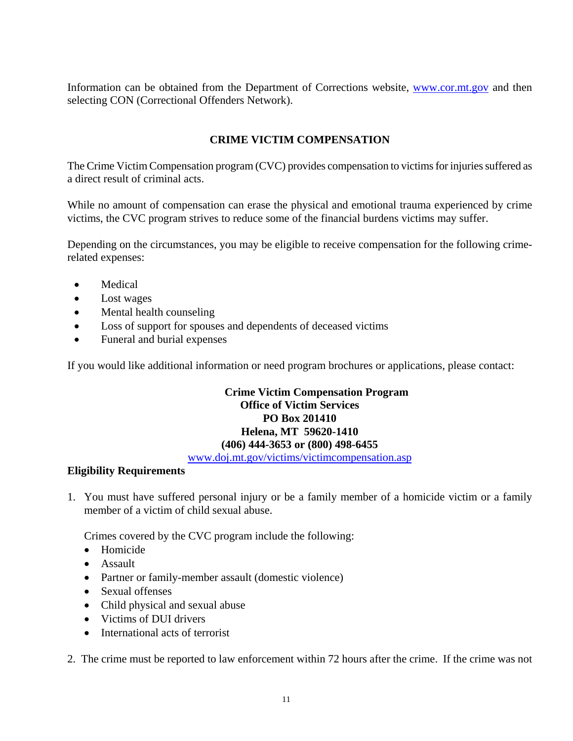Information can be obtained from the Department of Corrections website, [www.cor.mt.gov](http://www.cor.mt.gov) and then selecting CON (Correctional Offenders Network).

## CRIME VICTIM COMPENSATION

The Crime Victim Compensation program (CVC) provides compensation to victims for injuries suffered as a direct result of criminal acts.

While no amount of compensation can erase the physical and emotional trauma experienced by crime victims, the CVC program strives to reduce some of the financial burdens victims may suffer.

Depending on the circumstances, you may be eligible to receive compensation for the following crime-related expenses:

- Medical
- Lost wages
- Mental health counseling
- Loss of support for spouses and dependents of deceased victims
- Funeral and burial expenses

If you would like additional information or need program brochures or applications, please contact:

**Crime Victim Compensation Program**
**Office of Victim Services**
**PO Box 201410**
**Helena, MT 59620-1410**
**(406) 444-3653 or (800) 498-6455**
[www.doj.mt.gov/victims/victimcompensation.asp](http://www.doj.mt.gov/victims/victimcompensation.asp)

**Eligibility Requirements**

1. You must have suffered personal injury or be a family member of a homicide victim or a family member of a victim of child sexual abuse.

   Crimes covered by the CVC program include the following:
   - Homicide
   - Assault
   - Partner or family-member assault (domestic violence)
   - Sexual offenses
   - Child physical and sexual abuse
   - Victims of DUI drivers
   - International acts of terrorist

2. The crime must be reported to law enforcement within 72 hours after the crime. If the crime was not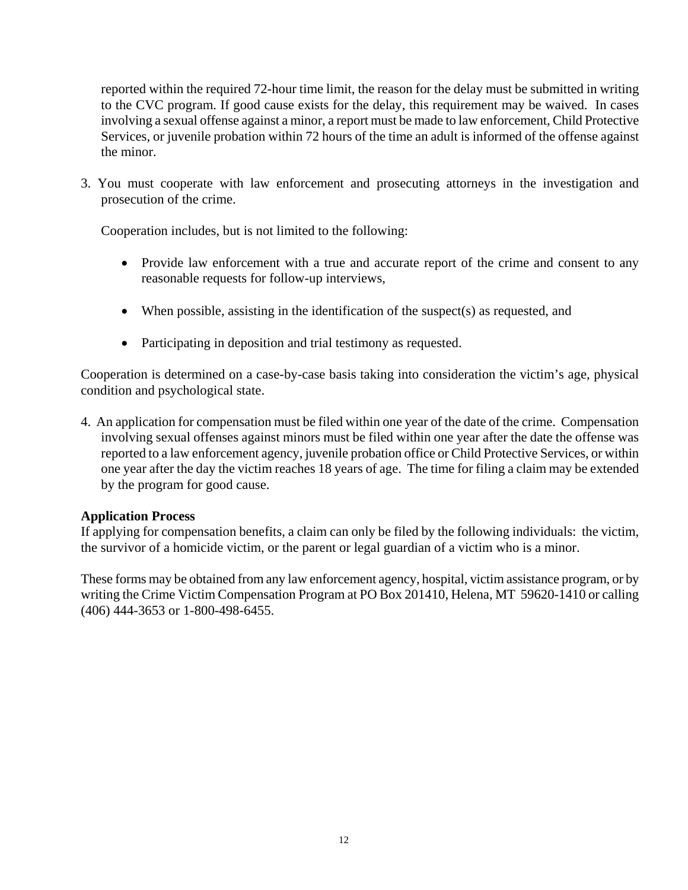reported within the required 72-hour time limit, the reason for the delay must be submitted in writing to the CVC program. If good cause exists for the delay, this requirement may be waived. In cases involving a sexual offense against a minor, a report must be made to law enforcement, Child Protective Services, or juvenile probation within 72 hours of the time an adult is informed of the offense against the minor.

3. You must cooperate with law enforcement and prosecuting attorneys in the investigation and prosecution of the crime.

   Cooperation includes, but is not limited to the following:

   - Provide law enforcement with a true and accurate report of the crime and consent to any reasonable requests for follow-up interviews,
   - When possible, assisting in the identification of the suspect(s) as requested, and
   - Participating in deposition and trial testimony as requested.

Cooperation is determined on a case-by-case basis taking into consideration the victim's age, physical condition and psychological state.

4. An application for compensation must be filed within one year of the date of the crime. Compensation involving sexual offenses against minors must be filed within one year after the date the offense was reported to a law enforcement agency, juvenile probation office or Child Protective Services, or within one year after the day the victim reaches 18 years of age. The time for filing a claim may be extended by the program for good cause.

**Application Process**
If applying for compensation benefits, a claim can only be filed by the following individuals: the victim, the survivor of a homicide victim, or the parent or legal guardian of a victim who is a minor.

These forms may be obtained from any law enforcement agency, hospital, victim assistance program, or by writing the Crime Victim Compensation Program at PO Box 201410, Helena, MT 59620-1410 or calling (406) 444-3653 or 1-800-498-6455.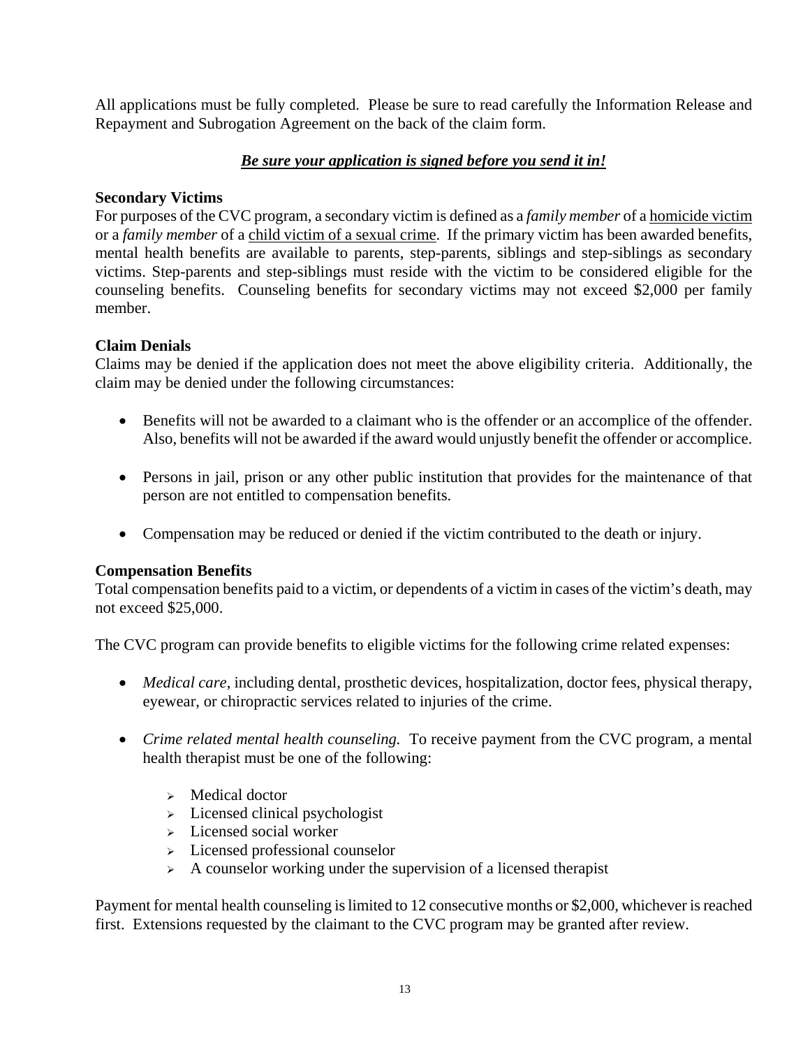All applications must be fully completed. Please be sure to read carefully the Information Release and Repayment and Subrogation Agreement on the back of the claim form.

***<u>Be sure your application is signed before you send it in!</u>***

**Secondary Victims**

For purposes of the CVC program, a secondary victim is defined as a *family member* of a <u>homicide victim</u> or a *family member* of a <u>child victim of a sexual crime</u>. If the primary victim has been awarded benefits, mental health benefits are available to parents, step-parents, siblings and step-siblings as secondary victims. Step-parents and step-siblings must reside with the victim to be considered eligible for the counseling benefits. Counseling benefits for secondary victims may not exceed $2,000 per family member.

**Claim Denials**

Claims may be denied if the application does not meet the above eligibility criteria. Additionally, the claim may be denied under the following circumstances:

- Benefits will not be awarded to a claimant who is the offender or an accomplice of the offender. Also, benefits will not be awarded if the award would unjustly benefit the offender or accomplice.
- Persons in jail, prison or any other public institution that provides for the maintenance of that person are not entitled to compensation benefits.
- Compensation may be reduced or denied if the victim contributed to the death or injury.

**Compensation Benefits**

Total compensation benefits paid to a victim, or dependents of a victim in cases of the victim's death, may not exceed $25,000.

The CVC program can provide benefits to eligible victims for the following crime related expenses:

- *Medical care*, including dental, prosthetic devices, hospitalization, doctor fees, physical therapy, eyewear, or chiropractic services related to injuries of the crime.
- *Crime related mental health counseling.* To receive payment from the CVC program, a mental health therapist must be one of the following:
  - Medical doctor
  - Licensed clinical psychologist
  - Licensed social worker
  - Licensed professional counselor
  - A counselor working under the supervision of a licensed therapist

Payment for mental health counseling is limited to 12 consecutive months or $2,000, whichever is reached first. Extensions requested by the claimant to the CVC program may be granted after review.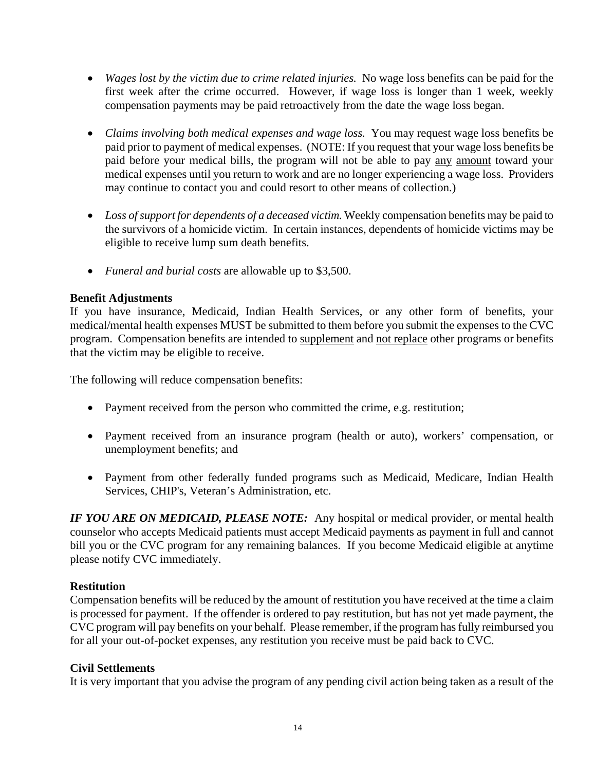- *Wages lost by the victim due to crime related injuries.* No wage loss benefits can be paid for the first week after the crime occurred. However, if wage loss is longer than 1 week, weekly compensation payments may be paid retroactively from the date the wage loss began.

- *Claims involving both medical expenses and wage loss.* You may request wage loss benefits be paid prior to payment of medical expenses. (NOTE: If you request that your wage loss benefits be paid before your medical bills, the program will not be able to pay <u>any</u> <u>amount</u> toward your medical expenses until you return to work and are no longer experiencing a wage loss. Providers may continue to contact you and could resort to other means of collection.)

- *Loss of support for dependents of a deceased victim.* Weekly compensation benefits may be paid to the survivors of a homicide victim. In certain instances, dependents of homicide victims may be eligible to receive lump sum death benefits.

- *Funeral and burial costs* are allowable up to $3,500.

**Benefit Adjustments**

If you have insurance, Medicaid, Indian Health Services, or any other form of benefits, your medical/mental health expenses MUST be submitted to them before you submit the expenses to the CVC program. Compensation benefits are intended to <u>supplement</u> and <u>not replace</u> other programs or benefits that the victim may be eligible to receive.

The following will reduce compensation benefits:

- Payment received from the person who committed the crime, e.g. restitution;

- Payment received from an insurance program (health or auto), workers' compensation, or unemployment benefits; and

- Payment from other federally funded programs such as Medicaid, Medicare, Indian Health Services, CHIP's, Veteran's Administration, etc.

***IF YOU ARE ON MEDICAID, PLEASE NOTE:*** Any hospital or medical provider, or mental health counselor who accepts Medicaid patients must accept Medicaid payments as payment in full and cannot bill you or the CVC program for any remaining balances. If you become Medicaid eligible at anytime please notify CVC immediately.

**Restitution**

Compensation benefits will be reduced by the amount of restitution you have received at the time a claim is processed for payment. If the offender is ordered to pay restitution, but has not yet made payment, the CVC program will pay benefits on your behalf. Please remember, if the program has fully reimbursed you for all your out-of-pocket expenses, any restitution you receive must be paid back to CVC.

**Civil Settlements**

It is very important that you advise the program of any pending civil action being taken as a result of the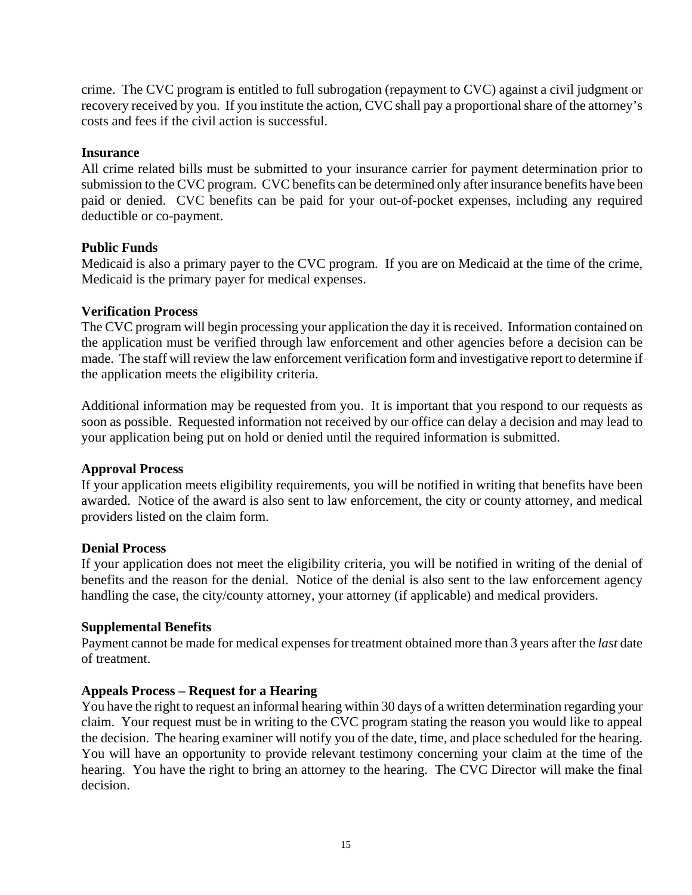crime. The CVC program is entitled to full subrogation (repayment to CVC) against a civil judgment or recovery received by you. If you institute the action, CVC shall pay a proportional share of the attorney's costs and fees if the civil action is successful.

**Insurance**

All crime related bills must be submitted to your insurance carrier for payment determination prior to submission to the CVC program. CVC benefits can be determined only after insurance benefits have been paid or denied. CVC benefits can be paid for your out-of-pocket expenses, including any required deductible or co-payment.

**Public Funds**

Medicaid is also a primary payer to the CVC program. If you are on Medicaid at the time of the crime, Medicaid is the primary payer for medical expenses.

**Verification Process**

The CVC program will begin processing your application the day it is received. Information contained on the application must be verified through law enforcement and other agencies before a decision can be made. The staff will review the law enforcement verification form and investigative report to determine if the application meets the eligibility criteria.

Additional information may be requested from you. It is important that you respond to our requests as soon as possible. Requested information not received by our office can delay a decision and may lead to your application being put on hold or denied until the required information is submitted.

**Approval Process**

If your application meets eligibility requirements, you will be notified in writing that benefits have been awarded. Notice of the award is also sent to law enforcement, the city or county attorney, and medical providers listed on the claim form.

**Denial Process**

If your application does not meet the eligibility criteria, you will be notified in writing of the denial of benefits and the reason for the denial. Notice of the denial is also sent to the law enforcement agency handling the case, the city/county attorney, your attorney (if applicable) and medical providers.

**Supplemental Benefits**

Payment cannot be made for medical expenses for treatment obtained more than 3 years after the *last* date of treatment.

**Appeals Process – Request for a Hearing**

You have the right to request an informal hearing within 30 days of a written determination regarding your claim. Your request must be in writing to the CVC program stating the reason you would like to appeal the decision. The hearing examiner will notify you of the date, time, and place scheduled for the hearing. You will have an opportunity to provide relevant testimony concerning your claim at the time of the hearing. You have the right to bring an attorney to the hearing. The CVC Director will make the final decision.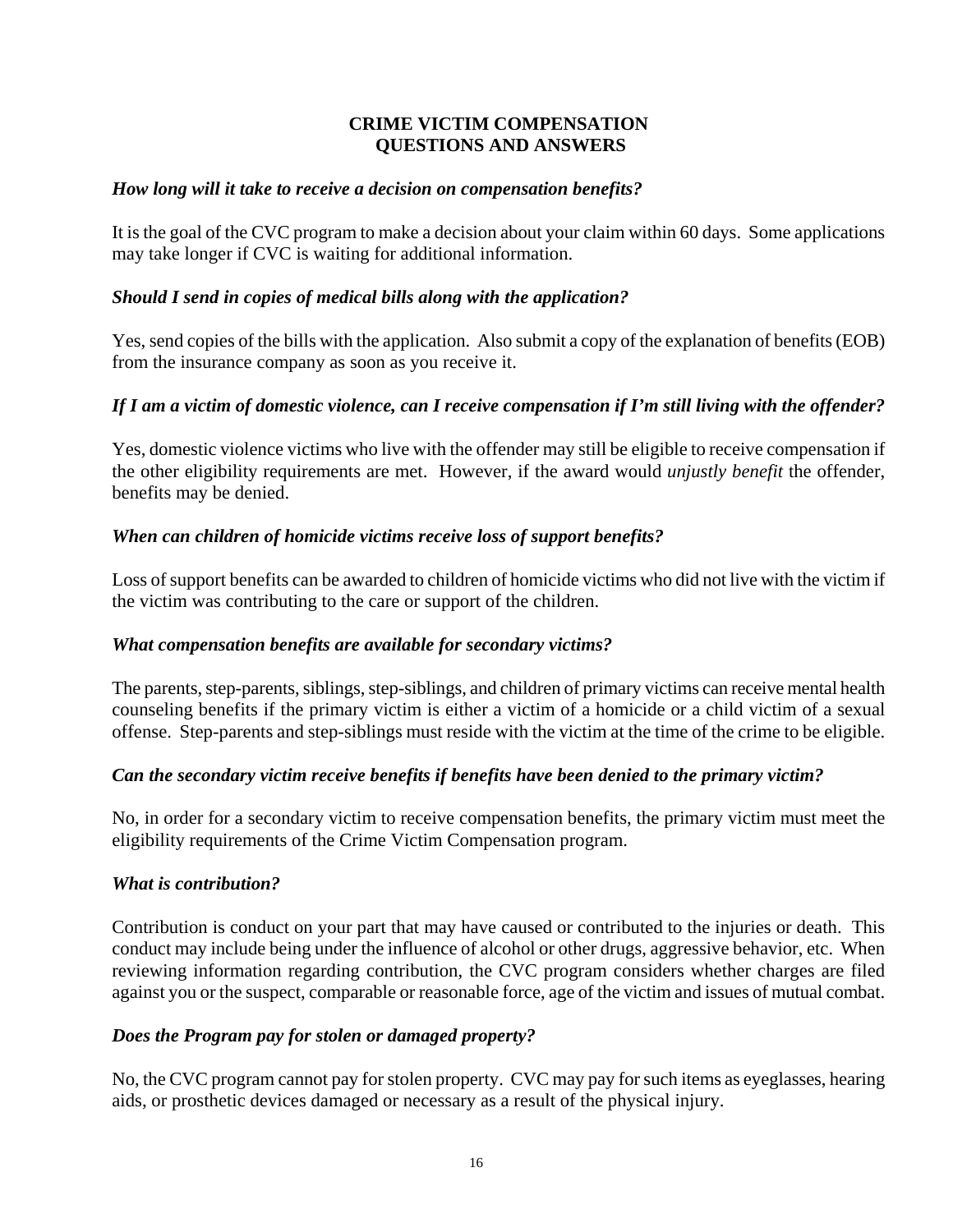# CRIME VICTIM COMPENSATION
# QUESTIONS AND ANSWERS

***How long will it take to receive a decision on compensation benefits?***

It is the goal of the CVC program to make a decision about your claim within 60 days. Some applications may take longer if CVC is waiting for additional information.

***Should I send in copies of medical bills along with the application?***

Yes, send copies of the bills with the application. Also submit a copy of the explanation of benefits (EOB) from the insurance company as soon as you receive it.

***If I am a victim of domestic violence, can I receive compensation if I'm still living with the offender?***

Yes, domestic violence victims who live with the offender may still be eligible to receive compensation if the other eligibility requirements are met. However, if the award would *unjustly benefit* the offender, benefits may be denied.

***When can children of homicide victims receive loss of support benefits?***

Loss of support benefits can be awarded to children of homicide victims who did not live with the victim if the victim was contributing to the care or support of the children.

***What compensation benefits are available for secondary victims?***

The parents, step-parents, siblings, step-siblings, and children of primary victims can receive mental health counseling benefits if the primary victim is either a victim of a homicide or a child victim of a sexual offense. Step-parents and step-siblings must reside with the victim at the time of the crime to be eligible.

***Can the secondary victim receive benefits if benefits have been denied to the primary victim?***

No, in order for a secondary victim to receive compensation benefits, the primary victim must meet the eligibility requirements of the Crime Victim Compensation program.

***What is contribution?***

Contribution is conduct on your part that may have caused or contributed to the injuries or death. This conduct may include being under the influence of alcohol or other drugs, aggressive behavior, etc. When reviewing information regarding contribution, the CVC program considers whether charges are filed against you or the suspect, comparable or reasonable force, age of the victim and issues of mutual combat.

***Does the Program pay for stolen or damaged property?***

No, the CVC program cannot pay for stolen property. CVC may pay for such items as eyeglasses, hearing aids, or prosthetic devices damaged or necessary as a result of the physical injury.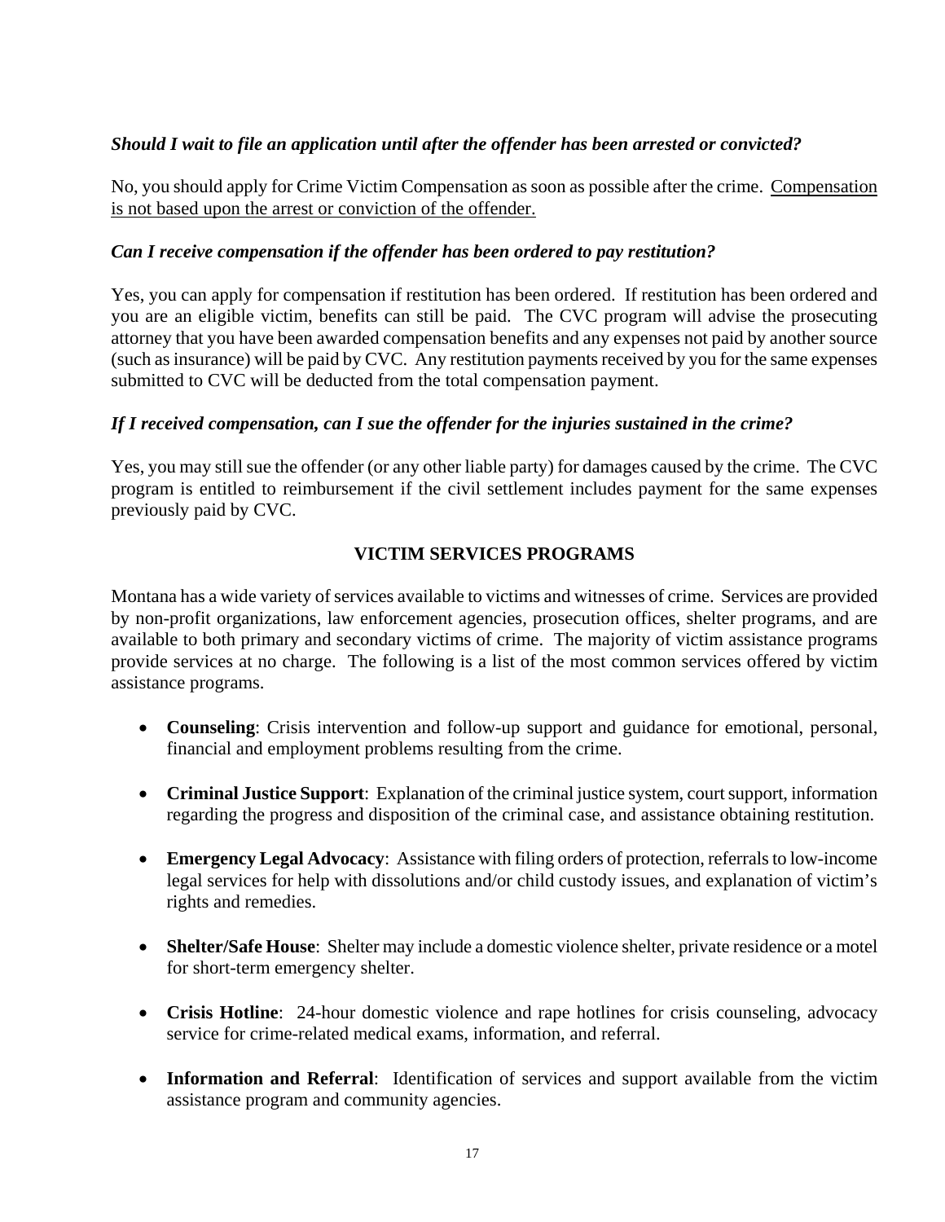***Should I wait to file an application until after the offender has been arrested or convicted?***

No, you should apply for Crime Victim Compensation as soon as possible after the crime. <u>Compensation is not based upon the arrest or conviction of the offender.</u>

***Can I receive compensation if the offender has been ordered to pay restitution?***

Yes, you can apply for compensation if restitution has been ordered. If restitution has been ordered and you are an eligible victim, benefits can still be paid. The CVC program will advise the prosecuting attorney that you have been awarded compensation benefits and any expenses not paid by another source (such as insurance) will be paid by CVC. Any restitution payments received by you for the same expenses submitted to CVC will be deducted from the total compensation payment.

***If I received compensation, can I sue the offender for the injuries sustained in the crime?***

Yes, you may still sue the offender (or any other liable party) for damages caused by the crime. The CVC program is entitled to reimbursement if the civil settlement includes payment for the same expenses previously paid by CVC.

## VICTIM SERVICES PROGRAMS

Montana has a wide variety of services available to victims and witnesses of crime. Services are provided by non-profit organizations, law enforcement agencies, prosecution offices, shelter programs, and are available to both primary and secondary victims of crime. The majority of victim assistance programs provide services at no charge. The following is a list of the most common services offered by victim assistance programs.

- **Counseling**: Crisis intervention and follow-up support and guidance for emotional, personal, financial and employment problems resulting from the crime.
- **Criminal Justice Support**: Explanation of the criminal justice system, court support, information regarding the progress and disposition of the criminal case, and assistance obtaining restitution.
- **Emergency Legal Advocacy**: Assistance with filing orders of protection, referrals to low-income legal services for help with dissolutions and/or child custody issues, and explanation of victim's rights and remedies.
- **Shelter/Safe House**: Shelter may include a domestic violence shelter, private residence or a motel for short-term emergency shelter.
- **Crisis Hotline**: 24-hour domestic violence and rape hotlines for crisis counseling, advocacy service for crime-related medical exams, information, and referral.
- **Information and Referral**: Identification of services and support available from the victim assistance program and community agencies.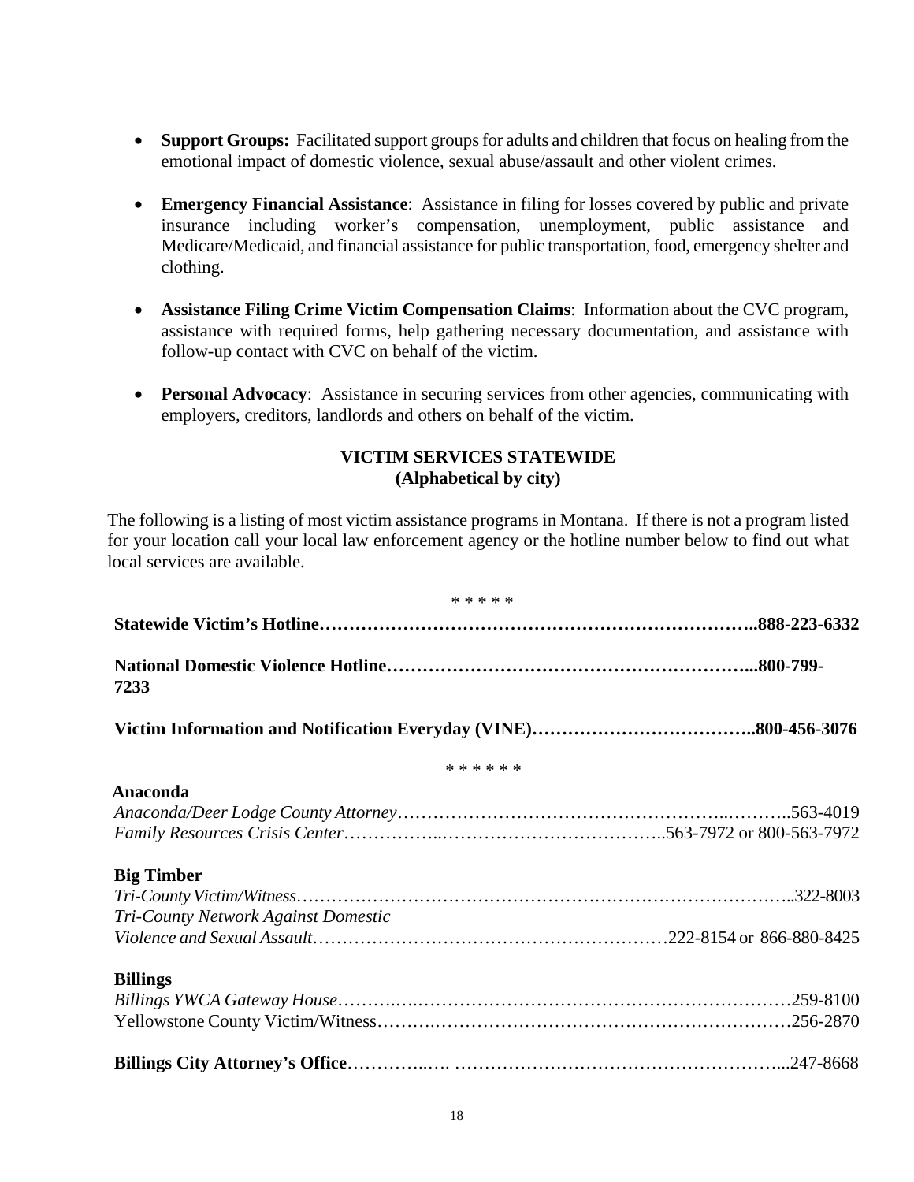- **Support Groups:** Facilitated support groups for adults and children that focus on healing from the emotional impact of domestic violence, sexual abuse/assault and other violent crimes.

- **Emergency Financial Assistance**: Assistance in filing for losses covered by public and private insurance including worker's compensation, unemployment, public assistance and Medicare/Medicaid, and financial assistance for public transportation, food, emergency shelter and clothing.

- **Assistance Filing Crime Victim Compensation Claims**: Information about the CVC program, assistance with required forms, help gathering necessary documentation, and assistance with follow-up contact with CVC on behalf of the victim.

- **Personal Advocacy**: Assistance in securing services from other agencies, communicating with employers, creditors, landlords and others on behalf of the victim.

## VICTIM SERVICES STATEWIDE
### (Alphabetical by city)

The following is a listing of most victim assistance programs in Montana. If there is not a program listed for your location call your local law enforcement agency or the hotline number below to find out what local services are available.

\* \* \* \* \*

**Statewide Victim's Hotline………………………………………………………………..888-223-6332**

**National Domestic Violence Hotline…………………………………………………...800-799-7233**

**Victim Information and Notification Everyday (VINE)………………………………..800-456-3076**

\* \* \* \* \* \*

**Anaconda**

*Anaconda/Deer Lodge County Attorney*………………………………………………..………..563-4019
*Family Resources Crisis Center*……………..………………………………..563-7972 or 800-563-7972

**Big Timber**

*Tri-County Victim/Witness*……………………………………………………………………..322-8003
*Tri-County Network Against Domestic Violence and Sexual Assault*…………………………………………………222-8154 or 866-880-8425

**Billings**

*Billings YWCA Gateway House*……………………………………………………………………259-8100
Yellowstone County Victim/Witness………………………………………………………………256-2870

**Billings City Attorney's Office**…………..…. ………………………………………………...247-8668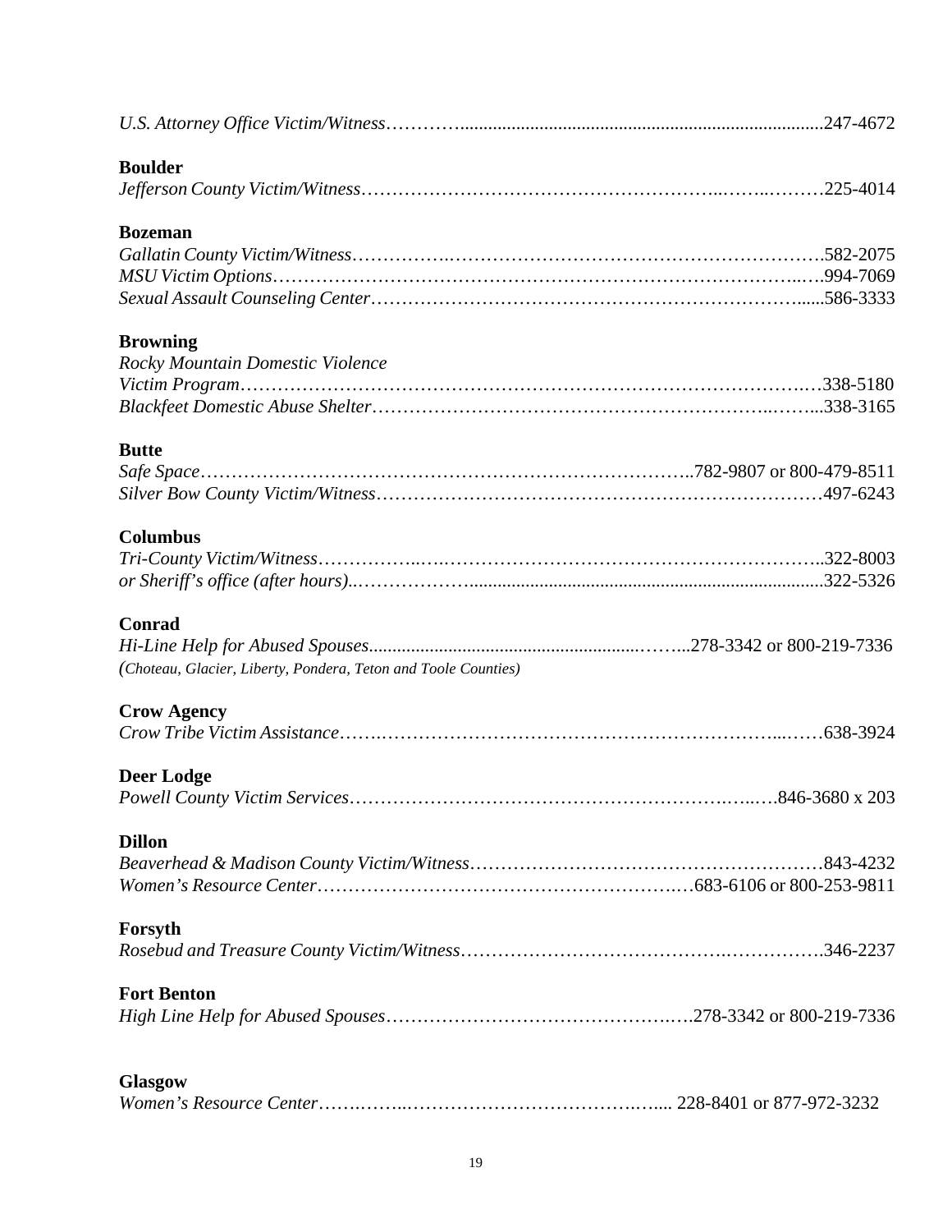*U.S. Attorney Office Victim/Witness*…………..........................................................................247-4672

**Boulder**

*Jefferson County Victim/Witness*…………………………………………………..……..………225-4014

**Bozeman**

*Gallatin County Victim/Witness*…………….……………………………………………………….582-2075

*MSU Victim Options*……………………………………………………………………………..….994-7069

*Sexual Assault Counseling Center*…………………………………………………………….......586-3333

**Browning**

*Rocky Mountain Domestic Violence Victim Program*……………………………………………………………………………….338-5180

*Blackfeet Domestic Abuse Shelter*…………………………………………………..……...338-3165

**Butte**

*Safe Space*…………………………………………………………………..782-9807 or 800-479-8511

*Silver Bow County Victim/Witness*……………………………………………………………497-6243

**Columbus**

*Tri-County Victim/Witness*……………..….……………………………………………………..322-8003

*or Sheriff's office (after hours).*………………...........................................................................322-5326

**Conrad**

*Hi-Line Help for Abused Spouses*.......................................................……..278-3342 or 800-219-7336

*(Choteau, Glacier, Liberty, Pondera, Teton and Toole Counties)*

**Crow Agency**

*Crow Tribe Victim Assistance*…….…………………………………………………...……638-3924

**Deer Lodge**

*Powell County Victim Services*…………………………………………………..…...….846-3680 x 203

**Dillon**

*Beaverhead & Madison County Victim/Witness*………………………………………………843-4232

*Women's Resource Center*………………………………………………….…683-6106 or 800-253-9811

**Forsyth**

*Rosebud and Treasure County Victim/Witness*…………………………………..…………….346-2237

**Fort Benton**

*High Line Help for Abused Spouses*………………………………………..….278-3342 or 800-219-7336

**Glasgow**

*Women's Resource Center*…….……..……………………………….…..... 228-8401 or 877-972-3232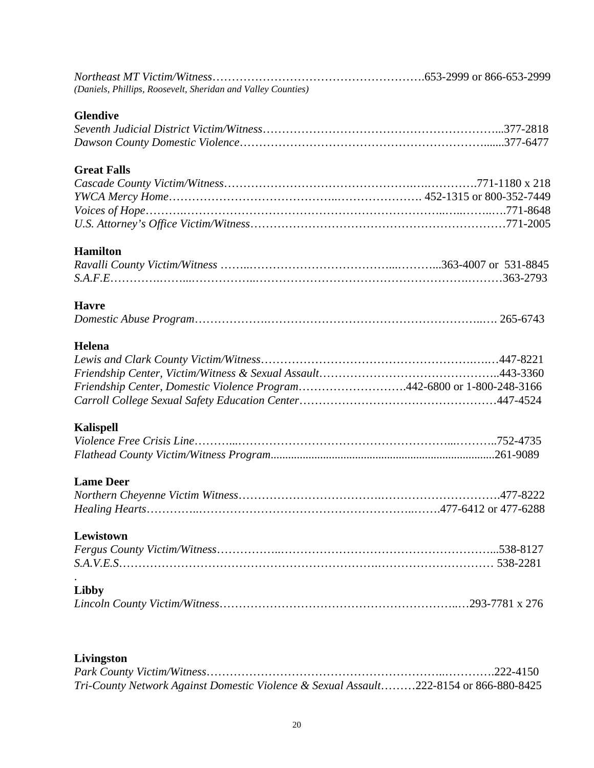*Northeast MT Victim/Witness*……………………………………………….653-2999 or 866-653-2999
*(Daniels, Phillips, Roosevelt, Sheridan and Valley Counties)*

**Glendive**

*Seventh Judicial District Victim/Witness*……………………………………………………...377-2818
*Dawson County Domestic Violence*…………………………………………………….......377-6477

**Great Falls**

*Cascade County Victim/Witness*……………………………………….….………….771-1180 x 218
*YWCA Mercy Home*…………………………………..…………………. 452-1315 or 800-352-7449
*Voices of Hope*……….……………………………………………………..…..……..….771-8648
*U.S. Attorney's Office Victim/Witness*…….……………………………….…………………771-2005

**Hamilton**

*Ravalli County Victim/Witness* ……..………………………………...………...363-4007 or 531-8845
*S.A.F.E*………….……...……………..……………………………………………….………363-2793

**Havre**

*Domestic Abuse Program*……………….………………………………………………..…. 265-6743

**Helena**

*Lewis and Clark County Victim/Witness*……………………………………………….….…447-8221
*Friendship Center, Victim/Witness & Sexual Assault*………………………………………..443-3360
*Friendship Center, Domestic Violence Program*……………………….442-6800 or 1-800-248-3166
*Carroll College Sexual Safety Education Center*……………………………………………447-4524

**Kalispell**

*Violence Free Crisis Line*………...………………………………………………...………..752-4735
*Flathead County Victim/Witness Program*.............................................................................261-9089

**Lame Deer**

*Northern Cheyenne Victim Witness*…………………………….……………………….477-8222
*Healing Hearts*…………..…………………………………………………...…….477-6412 or 477-6288

**Lewistown**

*Fergus County Victim/Witness*……………...……………….………………………………...538-8127
*S.A.V.E.S*…………………………………………………………..………………………… 538-2281

.

**Libby**

*Lincoln County Victim/Witness*………………………….…………….……………..…293-7781 x 276

**Livingston**

*Park County Victim/Witness*…………………………………………………..………….222-4150
*Tri-County Network Against Domestic Violence & Sexual Assault*………222-8154 or 866-880-8425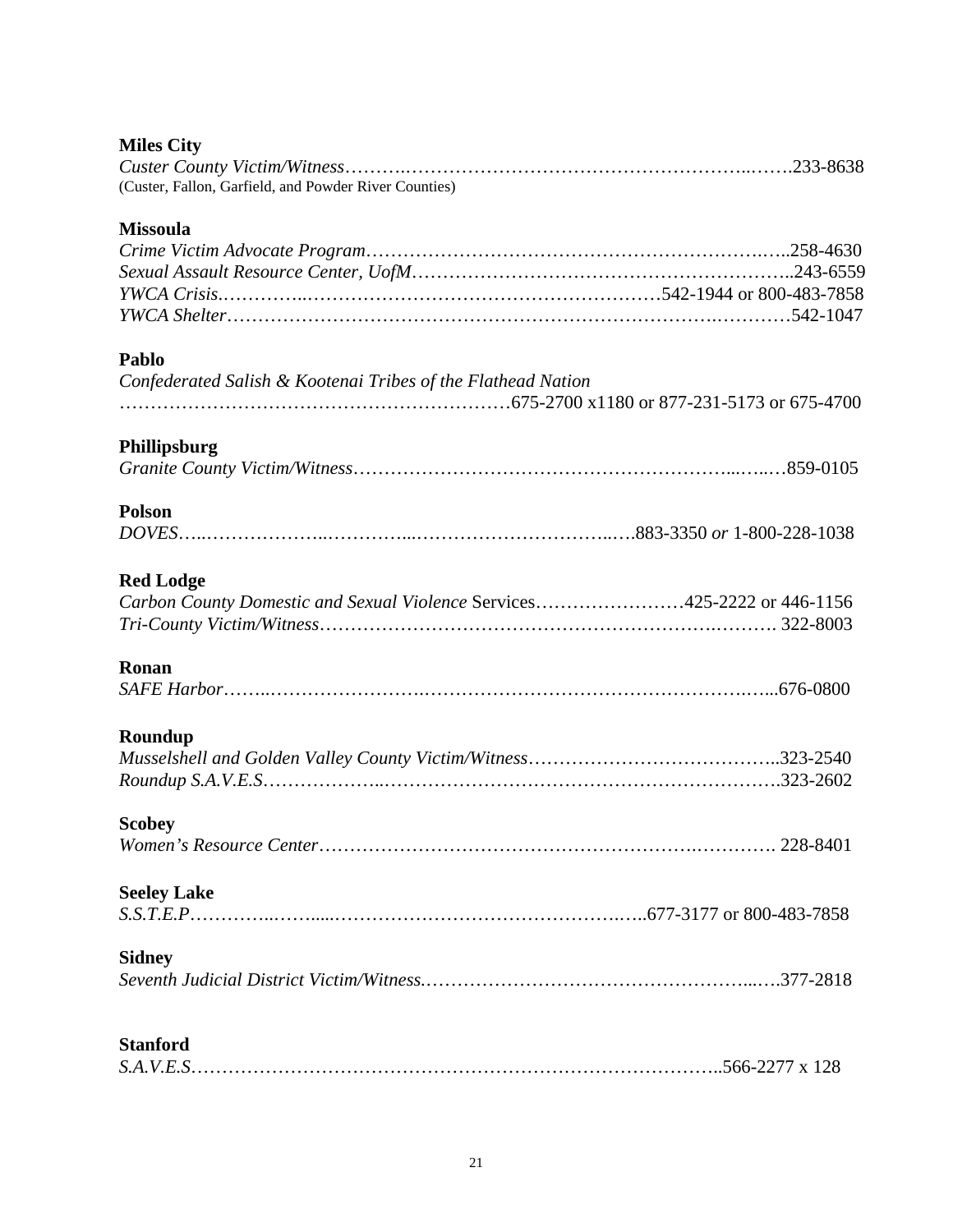**Miles City**

*Custer County Victim/Witness*……….…………………………………………………..…….233-8638
(Custer, Fallon, Garfield, and Powder River Counties)

**Missoula**

*Crime Victim Advocate Program*……………………………………………………….…..258-4630
*Sexual Assault Resource Center, UofM*…………………………………………………..243-6559
*YWCA Crisis.*…………..…………………………………………….……542-1944 or 800-483-7858
*YWCA Shelter*…………………………………………………………………….…………542-1047

**Pablo**

*Confederated Salish & Kootenai Tribes of the Flathead Nation*
……………………………………………………675-2700 x1180 or 877-231-5173 or 675-4700

**Phillipsburg**

*Granite County Victim/Witness*……………………………………………………...…..…859-0105

**Polson**

*DOVES*…..………………..…………...……………………………..….883-3350 *or* 1-800-228-1038

**Red Lodge**

*Carbon County Domestic and Sexual Violence* Services……………………425-2222 or 446-1156
*Tri-County Victim/Witness*…………………………………………………….………. 322-8003

**Ronan**

*SAFE Harbor*……..…………………….…………………………………………….…...676-0800

**Roundup**

*Musselshell and Golden Valley County Victim/Witness*…………………………………..323-2540
*Roundup S.A.V.E.S*………………..………………………………………………………….323-2602

**Scobey**

*Women's Resource Center*………………………………………………….…………. 228-8401

**Seeley Lake**

*S.S.T.E.P*…………..……....…………………………………….…..677-3177 or 800-483-7858

**Sidney**

*Seventh Judicial District Victim/Witness.*……………………………………………...….377-2818

**Stanford**

*S.A.V.E.S*………………………………………………………………………..566-2277 x 128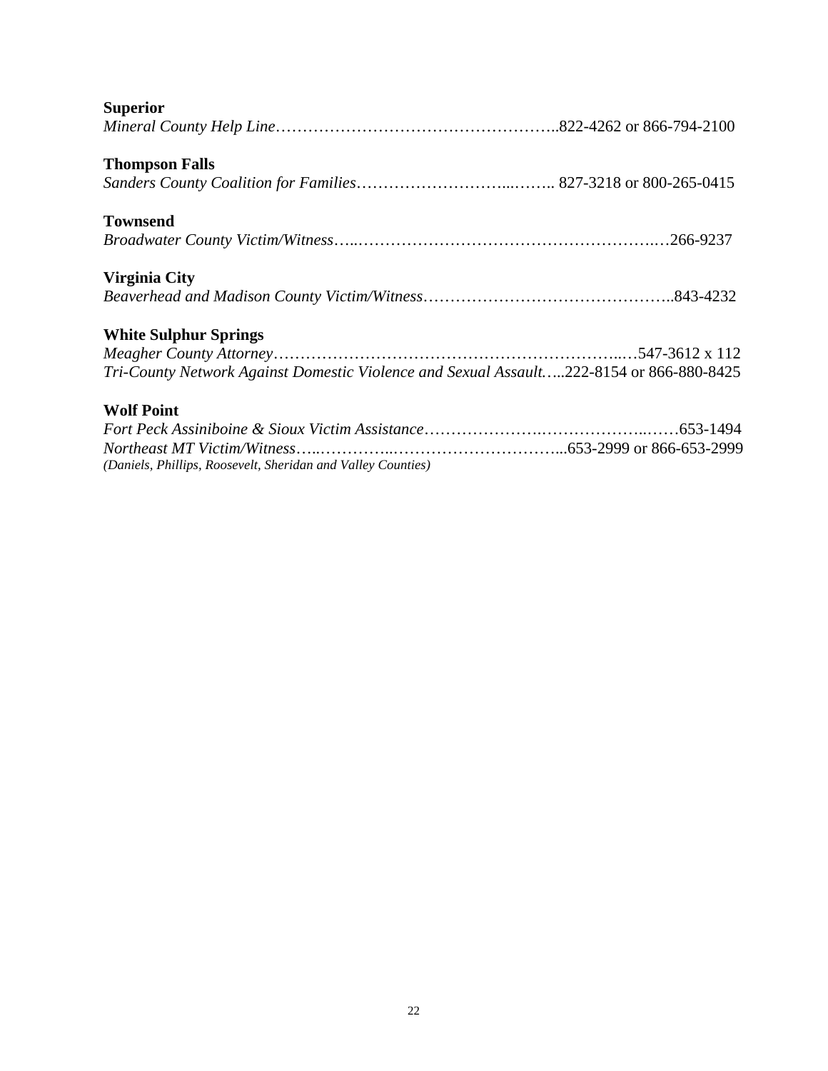**Superior**
*Mineral County Help Line*……………………………………………..822-4262 or 866-794-2100

**Thompson Falls**
*Sanders County Coalition for Families*………………………...…….. 827-3218 or 800-265-0415

**Townsend**
*Broadwater County Victim/Witness*…..……………………………………………….…266-9237

**Virginia City**
*Beaverhead and Madison County Victim/Witness*……………………….……………..843-4232

**White Sulphur Springs**
*Meagher County Attorney*……………………………………………………..…547-3612 x 112
*Tri-County Network Against Domestic Violence and Sexual Assault*…..222-8154 or 866-880-8425

**Wolf Point**
*Fort Peck Assiniboine & Sioux Victim Assistance*………………….………………..……653-1494
*Northeast MT Victim/Witness*…..…………..…………………………...653-2999 or 866-653-2999
*(Daniels, Phillips, Roosevelt, Sheridan and Valley Counties)*